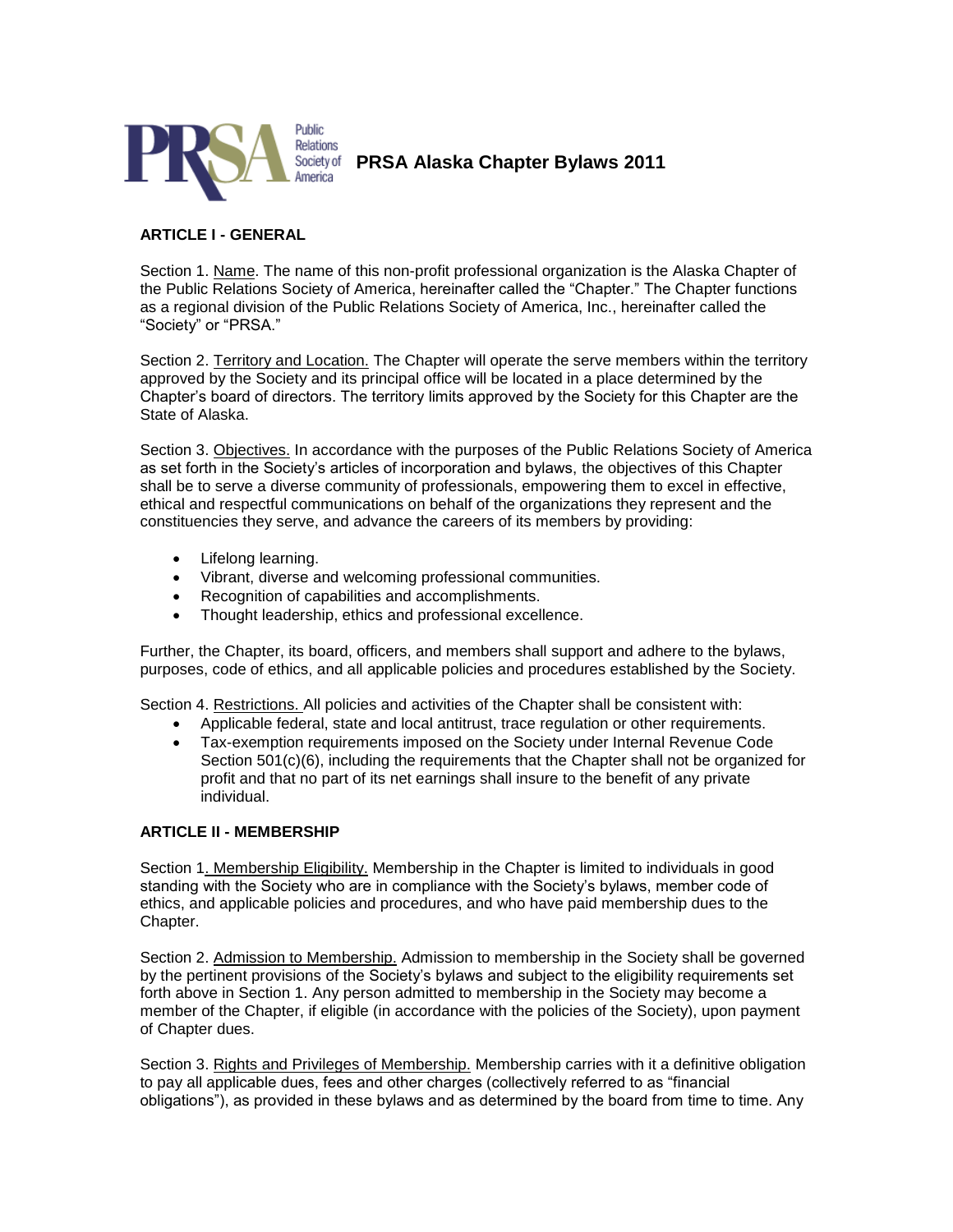# PRSA Alaska Chapter Bylaws 2011

## ARTICLE I - GENERAL

Section 1. Name. The name of this non-profit professional organization is the Alaska Chapter of the Public Relations Society of America, hereinafter called the "Chapter." The Chapter functions as a regional division of the Public Relations Society of America, Inc., hereinafter called the "Society" or "PRSA."

Section 2. Territory and Location. The Chapter will operate the serve members within the territory approved by the Society and its principal office will be located in a place determined by the Chapter's board of directors. The territory limits approved by the Society for this Chapter are the State of Alaska.

Section 3. Objectives. In accordance with the purposes of the Public Relations Society of America as set forth in the Society's articles of incorporation and bylaws, the objectives of this Chapter shall be to serve a diverse community of professionals, empowering them to excel in effective, ethical and respectful communications on behalf of the organizations they represent and the constituencies they serve, and advance the careers of its members by providing:

- Lifelong learning.
- Vibrant, diverse and welcoming professional communities.
- Recognition of capabilities and accomplishments.
- Thought leadership, ethics and professional excellence.

Further, the Chapter, its board, officers, and members shall support and adhere to the bylaws, purposes, code of ethics, and all applicable policies and procedures established by the Society.

Section 4. Restrictions. All policies and activities of the Chapter shall be consistent with:

- Applicable federal, state and local antitrust, trace regulation or other requirements.
- Tax-exemption requirements imposed on the Society under Internal Revenue Code Section 501(c)(6), including the requirements that the Chapter shall not be organized for profit and that no part of its net earnings shall insure to the benefit of any private individual.

## ARTICLE II - MEMBERSHIP

Section 1. Membership Eligibility. Membership in the Chapter is limited to individuals in good standing with the Society who are in compliance with the Society's bylaws, member code of ethics, and applicable policies and procedures, and who have paid membership dues to the Chapter.

Section 2. Admission to Membership. Admission to membership in the Society shall be governed by the pertinent provisions of the Society's bylaws and subject to the eligibility requirements set forth above in Section 1. Any person admitted to membership in the Society may become a member of the Chapter, if eligible (in accordance with the policies of the Society), upon payment of Chapter dues.

Section 3. Rights and Privileges of Membership. Membership carries with it a definitive obligation to pay all applicable dues, fees and other charges (collectively referred to as "financial obligations"), as provided in these bylaws and as determined by the board from time to time. Any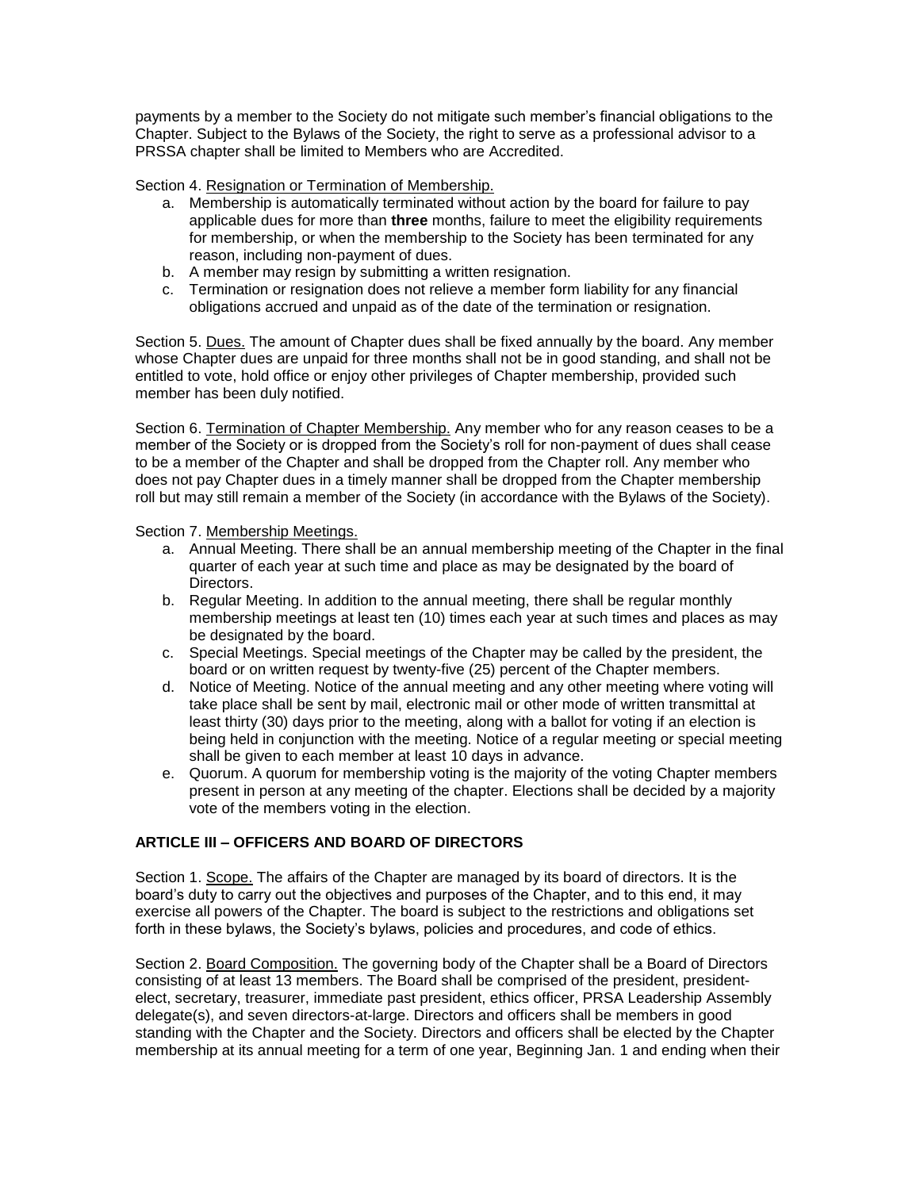payments by a member to the Society do not mitigate such member's financial obligations to the Chapter. Subject to the Bylaws of the Society, the right to serve as a professional advisor to a PRSSA chapter shall be limited to Members who are Accredited.

Section 4. Resignation or Termination of Membership.

a. Membership is automatically terminated without action by the board for failure to pay applicable dues for more than **three** months, failure to meet the eligibility requirements for membership, or when the membership to the Society has been terminated for any reason, including non-payment of dues.
b. A member may resign by submitting a written resignation.
c. Termination or resignation does not relieve a member form liability for any financial obligations accrued and unpaid as of the date of the termination or resignation.

Section 5. Dues. The amount of Chapter dues shall be fixed annually by the board. Any member whose Chapter dues are unpaid for three months shall not be in good standing, and shall not be entitled to vote, hold office or enjoy other privileges of Chapter membership, provided such member has been duly notified.

Section 6. Termination of Chapter Membership. Any member who for any reason ceases to be a member of the Society or is dropped from the Society's roll for non-payment of dues shall cease to be a member of the Chapter and shall be dropped from the Chapter roll. Any member who does not pay Chapter dues in a timely manner shall be dropped from the Chapter membership roll but may still remain a member of the Society (in accordance with the Bylaws of the Society).

Section 7. Membership Meetings.

a. Annual Meeting. There shall be an annual membership meeting of the Chapter in the final quarter of each year at such time and place as may be designated by the board of Directors.
b. Regular Meeting. In addition to the annual meeting, there shall be regular monthly membership meetings at least ten (10) times each year at such times and places as may be designated by the board.
c. Special Meetings. Special meetings of the Chapter may be called by the president, the board or on written request by twenty-five (25) percent of the Chapter members.
d. Notice of Meeting. Notice of the annual meeting and any other meeting where voting will take place shall be sent by mail, electronic mail or other mode of written transmittal at least thirty (30) days prior to the meeting, along with a ballot for voting if an election is being held in conjunction with the meeting. Notice of a regular meeting or special meeting shall be given to each member at least 10 days in advance.
e. Quorum. A quorum for membership voting is the majority of the voting Chapter members present in person at any meeting of the chapter. Elections shall be decided by a majority vote of the members voting in the election.

## ARTICLE III – OFFICERS AND BOARD OF DIRECTORS

Section 1. Scope. The affairs of the Chapter are managed by its board of directors. It is the board's duty to carry out the objectives and purposes of the Chapter, and to this end, it may exercise all powers of the Chapter. The board is subject to the restrictions and obligations set forth in these bylaws, the Society's bylaws, policies and procedures, and code of ethics.

Section 2. Board Composition. The governing body of the Chapter shall be a Board of Directors consisting of at least 13 members. The Board shall be comprised of the president, president-elect, secretary, treasurer, immediate past president, ethics officer, PRSA Leadership Assembly delegate(s), and seven directors-at-large. Directors and officers shall be members in good standing with the Chapter and the Society. Directors and officers shall be elected by the Chapter membership at its annual meeting for a term of one year, Beginning Jan. 1 and ending when their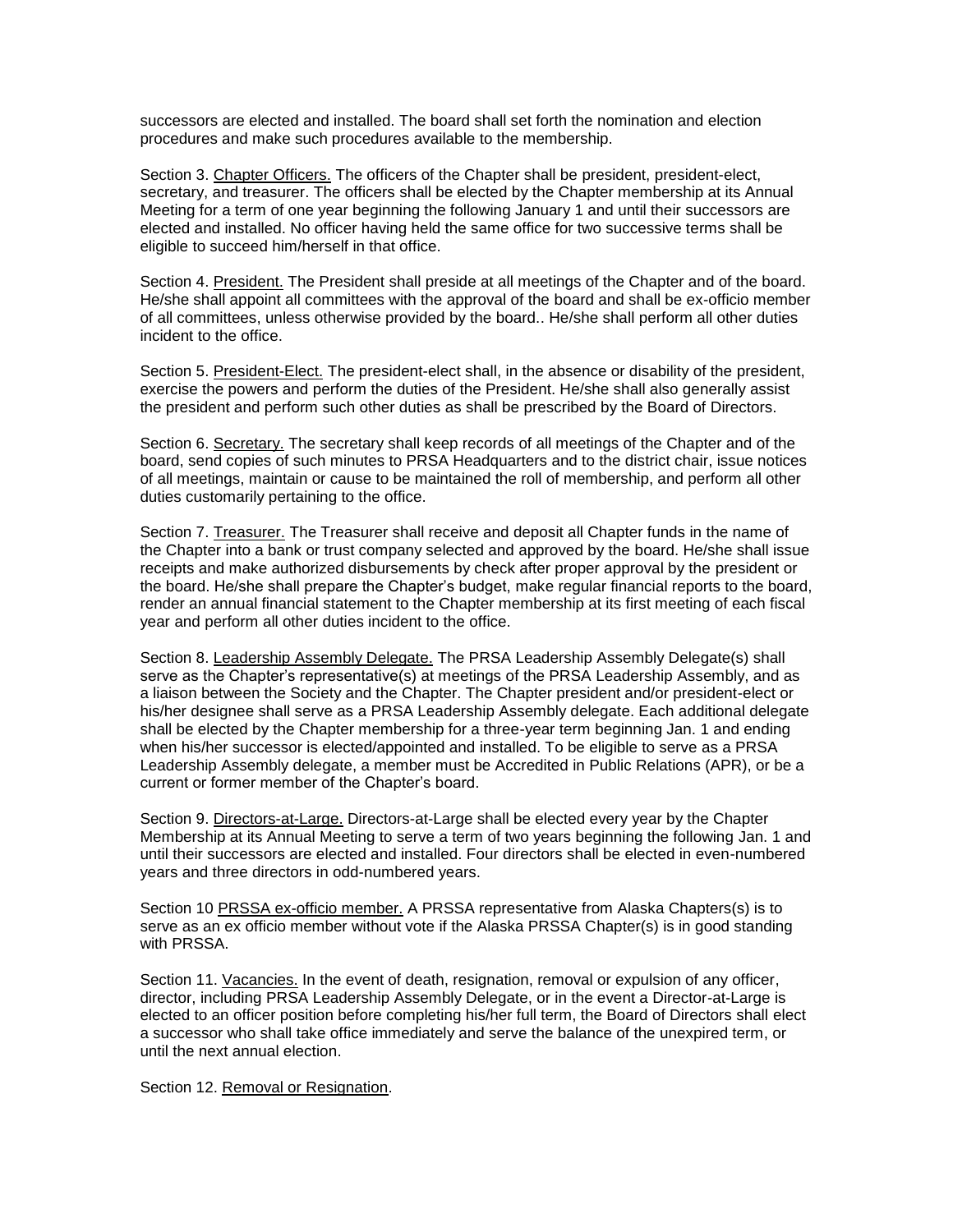successors are elected and installed. The board shall set forth the nomination and election procedures and make such procedures available to the membership.

Section 3. Chapter Officers. The officers of the Chapter shall be president, president-elect, secretary, and treasurer. The officers shall be elected by the Chapter membership at its Annual Meeting for a term of one year beginning the following January 1 and until their successors are elected and installed. No officer having held the same office for two successive terms shall be eligible to succeed him/herself in that office.

Section 4. President. The President shall preside at all meetings of the Chapter and of the board. He/she shall appoint all committees with the approval of the board and shall be ex-officio member of all committees, unless otherwise provided by the board.. He/she shall perform all other duties incident to the office.

Section 5. President-Elect. The president-elect shall, in the absence or disability of the president, exercise the powers and perform the duties of the President. He/she shall also generally assist the president and perform such other duties as shall be prescribed by the Board of Directors.

Section 6. Secretary. The secretary shall keep records of all meetings of the Chapter and of the board, send copies of such minutes to PRSA Headquarters and to the district chair, issue notices of all meetings, maintain or cause to be maintained the roll of membership, and perform all other duties customarily pertaining to the office.

Section 7. Treasurer. The Treasurer shall receive and deposit all Chapter funds in the name of the Chapter into a bank or trust company selected and approved by the board. He/she shall issue receipts and make authorized disbursements by check after proper approval by the president or the board. He/she shall prepare the Chapter's budget, make regular financial reports to the board, render an annual financial statement to the Chapter membership at its first meeting of each fiscal year and perform all other duties incident to the office.

Section 8. Leadership Assembly Delegate. The PRSA Leadership Assembly Delegate(s) shall serve as the Chapter's representative(s) at meetings of the PRSA Leadership Assembly, and as a liaison between the Society and the Chapter. The Chapter president and/or president-elect or his/her designee shall serve as a PRSA Leadership Assembly delegate. Each additional delegate shall be elected by the Chapter membership for a three-year term beginning Jan. 1 and ending when his/her successor is elected/appointed and installed. To be eligible to serve as a PRSA Leadership Assembly delegate, a member must be Accredited in Public Relations (APR), or be a current or former member of the Chapter's board.

Section 9. Directors-at-Large. Directors-at-Large shall be elected every year by the Chapter Membership at its Annual Meeting to serve a term of two years beginning the following Jan. 1 and until their successors are elected and installed. Four directors shall be elected in even-numbered years and three directors in odd-numbered years.

Section 10 PRSSA ex-officio member. A PRSSA representative from Alaska Chapters(s) is to serve as an ex officio member without vote if the Alaska PRSSA Chapter(s) is in good standing with PRSSA.

Section 11. Vacancies. In the event of death, resignation, removal or expulsion of any officer, director, including PRSA Leadership Assembly Delegate, or in the event a Director-at-Large is elected to an officer position before completing his/her full term, the Board of Directors shall elect a successor who shall take office immediately and serve the balance of the unexpired term, or until the next annual election.

Section 12. Removal or Resignation.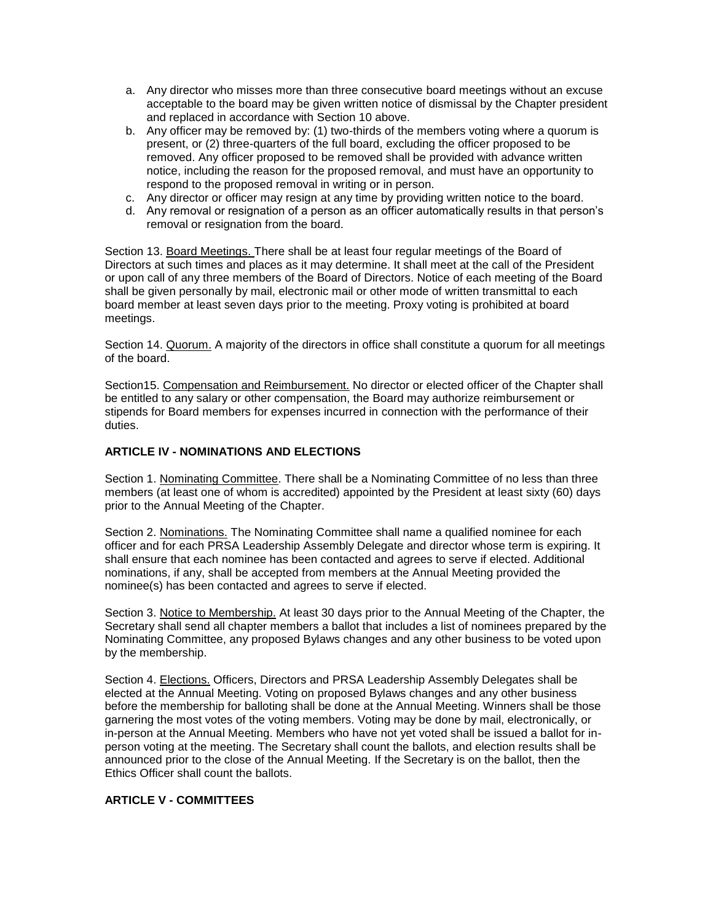a. Any director who misses more than three consecutive board meetings without an excuse acceptable to the board may be given written notice of dismissal by the Chapter president and replaced in accordance with Section 10 above.
b. Any officer may be removed by: (1) two-thirds of the members voting where a quorum is present, or (2) three-quarters of the full board, excluding the officer proposed to be removed. Any officer proposed to be removed shall be provided with advance written notice, including the reason for the proposed removal, and must have an opportunity to respond to the proposed removal in writing or in person.
c. Any director or officer may resign at any time by providing written notice to the board.
d. Any removal or resignation of a person as an officer automatically results in that person's removal or resignation from the board.

Section 13. Board Meetings. There shall be at least four regular meetings of the Board of Directors at such times and places as it may determine. It shall meet at the call of the President or upon call of any three members of the Board of Directors. Notice of each meeting of the Board shall be given personally by mail, electronic mail or other mode of written transmittal to each board member at least seven days prior to the meeting. Proxy voting is prohibited at board meetings.

Section 14. Quorum. A majority of the directors in office shall constitute a quorum for all meetings of the board.

Section15. Compensation and Reimbursement. No director or elected officer of the Chapter shall be entitled to any salary or other compensation, the Board may authorize reimbursement or stipends for Board members for expenses incurred in connection with the performance of their duties.

**ARTICLE IV - NOMINATIONS AND ELECTIONS**

Section 1. Nominating Committee. There shall be a Nominating Committee of no less than three members (at least one of whom is accredited) appointed by the President at least sixty (60) days prior to the Annual Meeting of the Chapter.

Section 2. Nominations. The Nominating Committee shall name a qualified nominee for each officer and for each PRSA Leadership Assembly Delegate and director whose term is expiring. It shall ensure that each nominee has been contacted and agrees to serve if elected. Additional nominations, if any, shall be accepted from members at the Annual Meeting provided the nominee(s) has been contacted and agrees to serve if elected.

Section 3. Notice to Membership. At least 30 days prior to the Annual Meeting of the Chapter, the Secretary shall send all chapter members a ballot that includes a list of nominees prepared by the Nominating Committee, any proposed Bylaws changes and any other business to be voted upon by the membership.

Section 4. Elections. Officers, Directors and PRSA Leadership Assembly Delegates shall be elected at the Annual Meeting. Voting on proposed Bylaws changes and any other business before the membership for balloting shall be done at the Annual Meeting. Winners shall be those garnering the most votes of the voting members. Voting may be done by mail, electronically, or in-person at the Annual Meeting. Members who have not yet voted shall be issued a ballot for in-person voting at the meeting. The Secretary shall count the ballots, and election results shall be announced prior to the close of the Annual Meeting. If the Secretary is on the ballot, then the Ethics Officer shall count the ballots.

**ARTICLE V - COMMITTEES**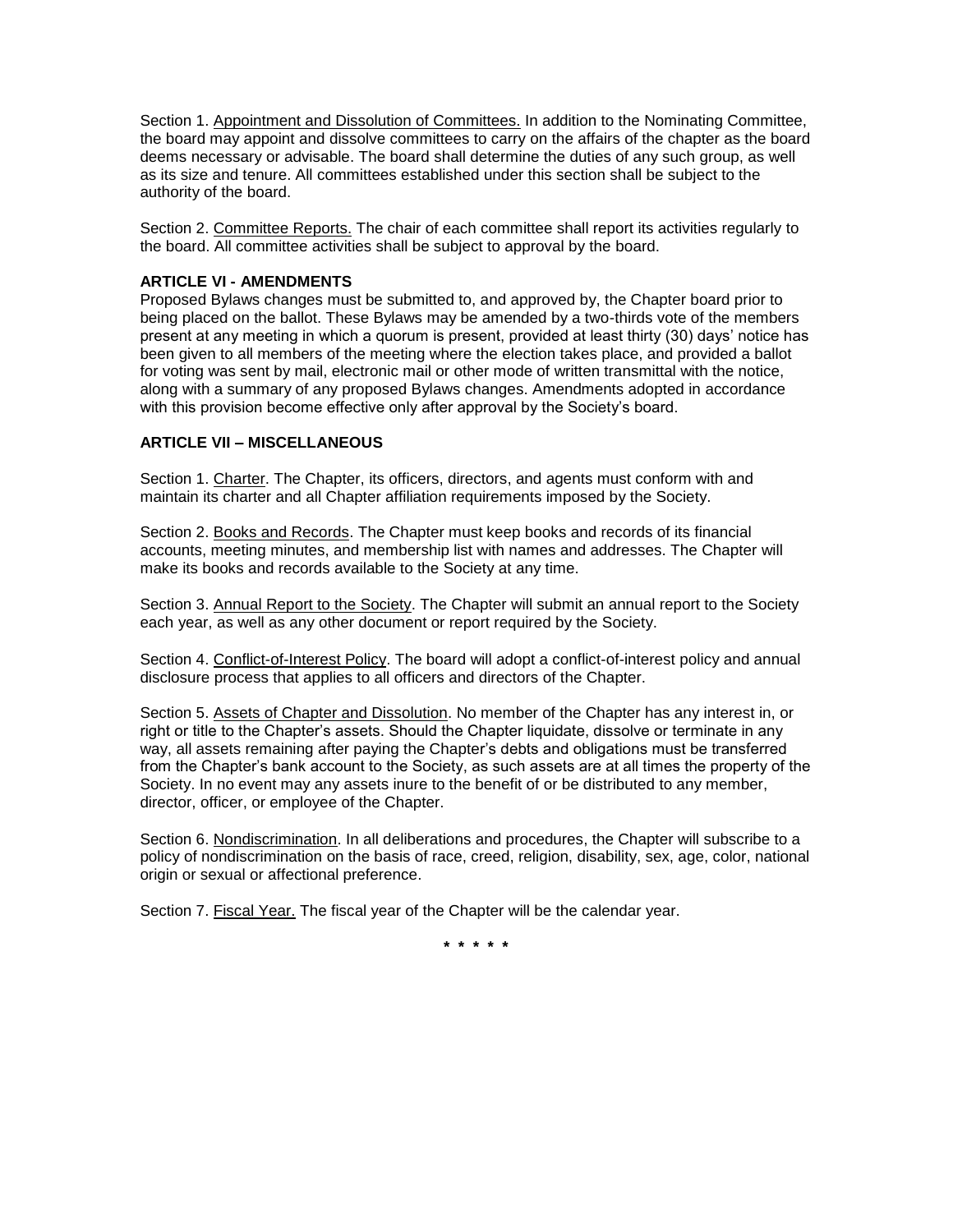Section 1. Appointment and Dissolution of Committees. In addition to the Nominating Committee, the board may appoint and dissolve committees to carry on the affairs of the chapter as the board deems necessary or advisable. The board shall determine the duties of any such group, as well as its size and tenure. All committees established under this section shall be subject to the authority of the board.

Section 2. Committee Reports. The chair of each committee shall report its activities regularly to the board. All committee activities shall be subject to approval by the board.

**ARTICLE VI - AMENDMENTS**

Proposed Bylaws changes must be submitted to, and approved by, the Chapter board prior to being placed on the ballot. These Bylaws may be amended by a two-thirds vote of the members present at any meeting in which a quorum is present, provided at least thirty (30) days' notice has been given to all members of the meeting where the election takes place, and provided a ballot for voting was sent by mail, electronic mail or other mode of written transmittal with the notice, along with a summary of any proposed Bylaws changes. Amendments adopted in accordance with this provision become effective only after approval by the Society's board.

**ARTICLE VII – MISCELLANEOUS**

Section 1. Charter. The Chapter, its officers, directors, and agents must conform with and maintain its charter and all Chapter affiliation requirements imposed by the Society.

Section 2. Books and Records. The Chapter must keep books and records of its financial accounts, meeting minutes, and membership list with names and addresses. The Chapter will make its books and records available to the Society at any time.

Section 3. Annual Report to the Society. The Chapter will submit an annual report to the Society each year, as well as any other document or report required by the Society.

Section 4. Conflict-of-Interest Policy. The board will adopt a conflict-of-interest policy and annual disclosure process that applies to all officers and directors of the Chapter.

Section 5. Assets of Chapter and Dissolution. No member of the Chapter has any interest in, or right or title to the Chapter's assets. Should the Chapter liquidate, dissolve or terminate in any way, all assets remaining after paying the Chapter's debts and obligations must be transferred from the Chapter's bank account to the Society, as such assets are at all times the property of the Society. In no event may any assets inure to the benefit of or be distributed to any member, director, officer, or employee of the Chapter.

Section 6. Nondiscrimination. In all deliberations and procedures, the Chapter will subscribe to a policy of nondiscrimination on the basis of race, creed, religion, disability, sex, age, color, national origin or sexual or affectional preference.

Section 7. Fiscal Year. The fiscal year of the Chapter will be the calendar year.

\* \* \* \* \*